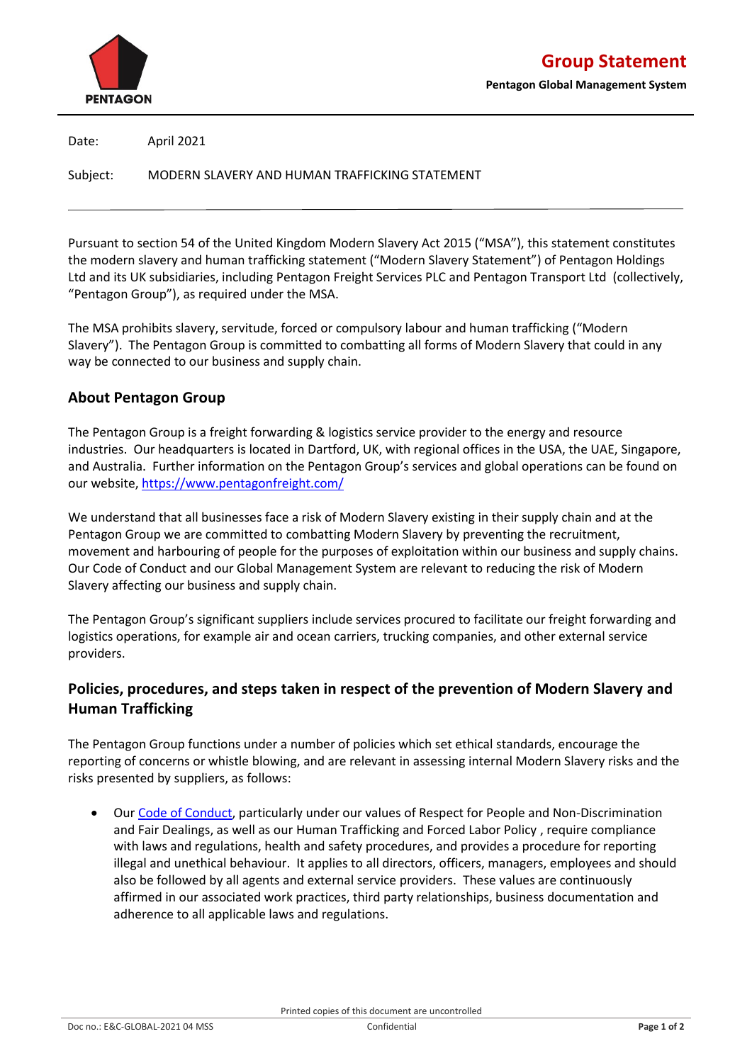# Group Statement

**Pentagon Global Management System**

Date: April 2021

Subject: MODERN SLAVERY AND HUMAN TRAFFICKING STATEMENT

---

Pursuant to section 54 of the United Kingdom Modern Slavery Act 2015 ("MSA"), this statement constitutes the modern slavery and human trafficking statement ("Modern Slavery Statement") of Pentagon Holdings Ltd and its UK subsidiaries, including Pentagon Freight Services PLC and Pentagon Transport Ltd (collectively, "Pentagon Group"), as required under the MSA.

The MSA prohibits slavery, servitude, forced or compulsory labour and human trafficking ("Modern Slavery"). The Pentagon Group is committed to combatting all forms of Modern Slavery that could in any way be connected to our business and supply chain.

## About Pentagon Group

The Pentagon Group is a freight forwarding & logistics service provider to the energy and resource industries. Our headquarters is located in Dartford, UK, with regional offices in the USA, the UAE, Singapore, and Australia. Further information on the Pentagon Group's services and global operations can be found on our website, [https://www.pentagonfreight.com/](https://www.pentagonfreight.com/)

We understand that all businesses face a risk of Modern Slavery existing in their supply chain and at the Pentagon Group we are committed to combatting Modern Slavery by preventing the recruitment, movement and harbouring of people for the purposes of exploitation within our business and supply chains. Our Code of Conduct and our Global Management System are relevant to reducing the risk of Modern Slavery affecting our business and supply chain.

The Pentagon Group's significant suppliers include services procured to facilitate our freight forwarding and logistics operations, for example air and ocean carriers, trucking companies, and other external service providers.

## Policies, procedures, and steps taken in respect of the prevention of Modern Slavery and Human Trafficking

The Pentagon Group functions under a number of policies which set ethical standards, encourage the reporting of concerns or whistle blowing, and are relevant in assessing internal Modern Slavery risks and the risks presented by suppliers, as follows:

- Our Code of Conduct, particularly under our values of Respect for People and Non-Discrimination and Fair Dealings, as well as our Human Trafficking and Forced Labor Policy , require compliance with laws and regulations, health and safety procedures, and provides a procedure for reporting illegal and unethical behaviour. It applies to all directors, officers, managers, employees and should also be followed by all agents and external service providers. These values are continuously affirmed in our associated work practices, third party relationships, business documentation and adherence to all applicable laws and regulations.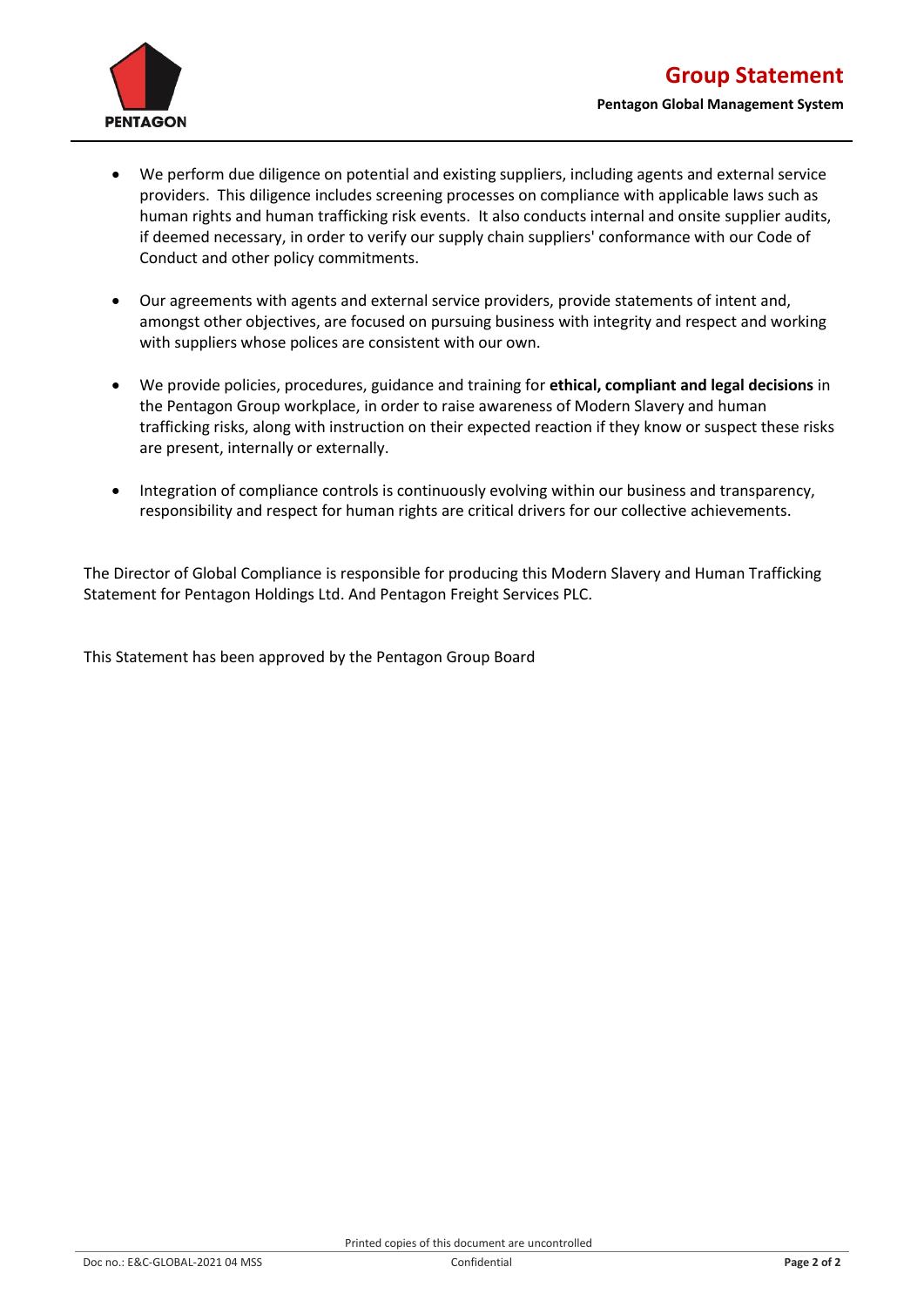- We perform due diligence on potential and existing suppliers, including agents and external service providers. This diligence includes screening processes on compliance with applicable laws such as human rights and human trafficking risk events. It also conducts internal and onsite supplier audits, if deemed necessary, in order to verify our supply chain suppliers' conformance with our Code of Conduct and other policy commitments.

- Our agreements with agents and external service providers, provide statements of intent and, amongst other objectives, are focused on pursuing business with integrity and respect and working with suppliers whose polices are consistent with our own.

- We provide policies, procedures, guidance and training for **ethical, compliant and legal decisions** in the Pentagon Group workplace, in order to raise awareness of Modern Slavery and human trafficking risks, along with instruction on their expected reaction if they know or suspect these risks are present, internally or externally.

- Integration of compliance controls is continuously evolving within our business and transparency, responsibility and respect for human rights are critical drivers for our collective achievements.

The Director of Global Compliance is responsible for producing this Modern Slavery and Human Trafficking Statement for Pentagon Holdings Ltd. And Pentagon Freight Services PLC.

This Statement has been approved by the Pentagon Group Board